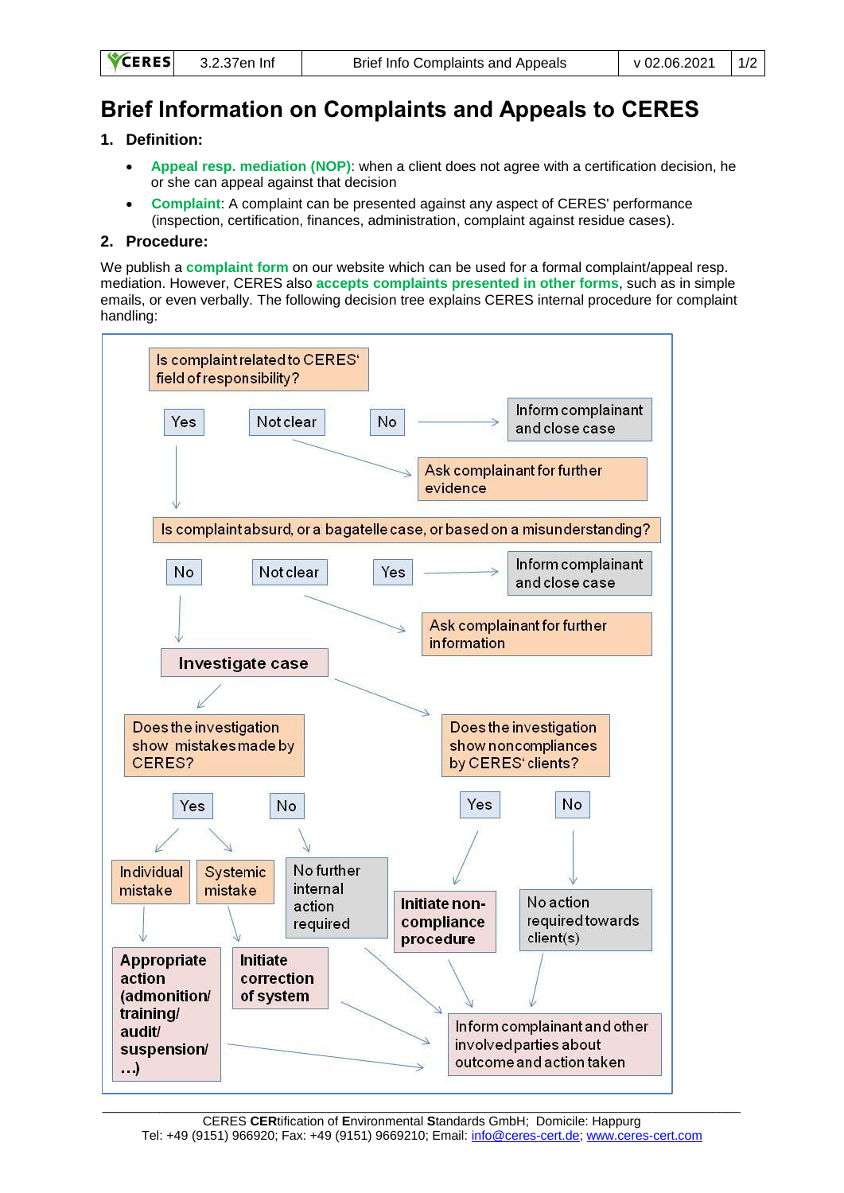# Brief Information on Complaints and Appeals to CERES

## 1. Definition:

- **Appeal resp. mediation (NOP)**: when a client does not agree with a certification decision, he or she can appeal against that decision
- **Complaint**: A complaint can be presented against any aspect of CERES' performance (inspection, certification, finances, administration, complaint against residue cases).

## 2. Procedure:

We publish a **complaint form** on our website which can be used for a formal complaint/appeal resp. mediation. However, CERES also **accepts complaints presented in other forms**, such as in simple emails, or even verbally. The following decision tree explains CERES internal procedure for complaint handling:

Is complaint related to CERES' field of responsibility?

- Yes → Is complaint absurd, or a bagatelle case, or based on a misunderstanding?
- Not clear → Ask complainant for further evidence
- No → Inform complainant and close case

Is complaint absurd, or a bagatelle case, or based on a misunderstanding?

- No → Investigate case
- Not clear → Ask complainant for further information
- Yes → Inform complainant and close case

**Investigate case**

- Does the investigation show mistakes made by CERES?
  - Yes → Individual mistake → **Appropriate action (admonition/ training/ audit/ suspension/ …)** → Inform complainant and other involved parties about outcome and action taken
  - Yes → Systemic mistake → **Initiate correction of system** → Inform complainant and other involved parties about outcome and action taken
  - No → No further internal action required → Inform complainant and other involved parties about outcome and action taken
- Does the investigation show noncompliances by CERES' clients?
  - Yes → **Initiate non-compliance procedure** → Inform complainant and other involved parties about outcome and action taken
  - No → No action required towards client(s) → Inform complainant and other involved parties about outcome and action taken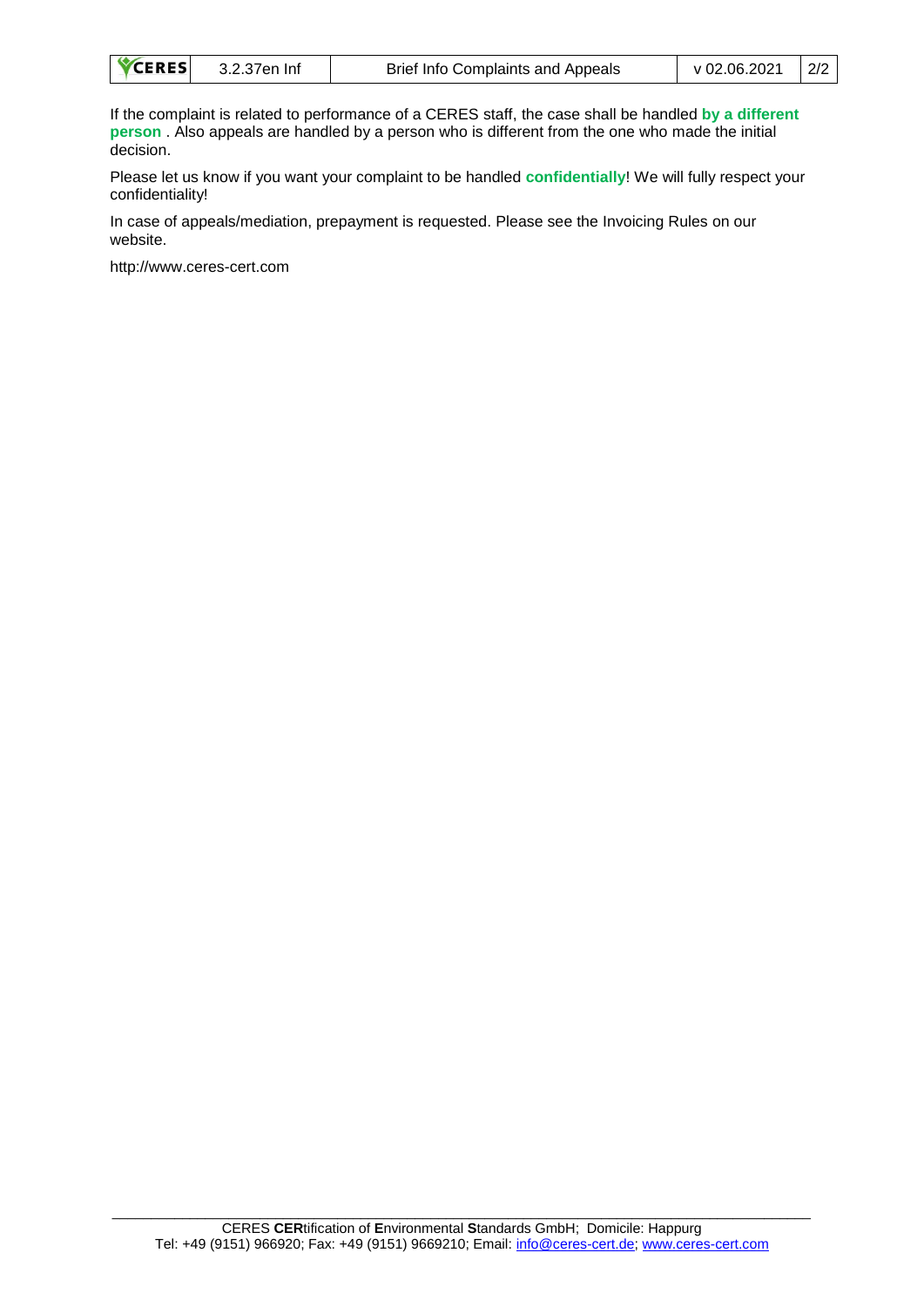If the complaint is related to performance of a CERES staff, the case shall be handled **by a different person** . Also appeals are handled by a person who is different from the one who made the initial decision.

Please let us know if you want your complaint to be handled **confidentially**! We will fully respect your confidentiality!

In case of appeals/mediation, prepayment is requested. Please see the Invoicing Rules on our website.

http://www.ceres-cert.com